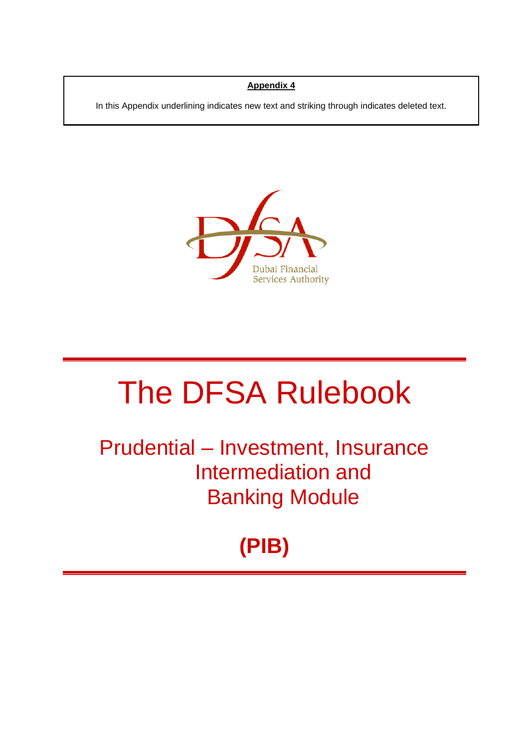**Appendix 4**

In this Appendix underlining indicates new text and striking through indicates deleted text.

Dubai Financial Services Authority

# The DFSA Rulebook

## Prudential – Investment, Insurance Intermediation and Banking Module

## (PIB)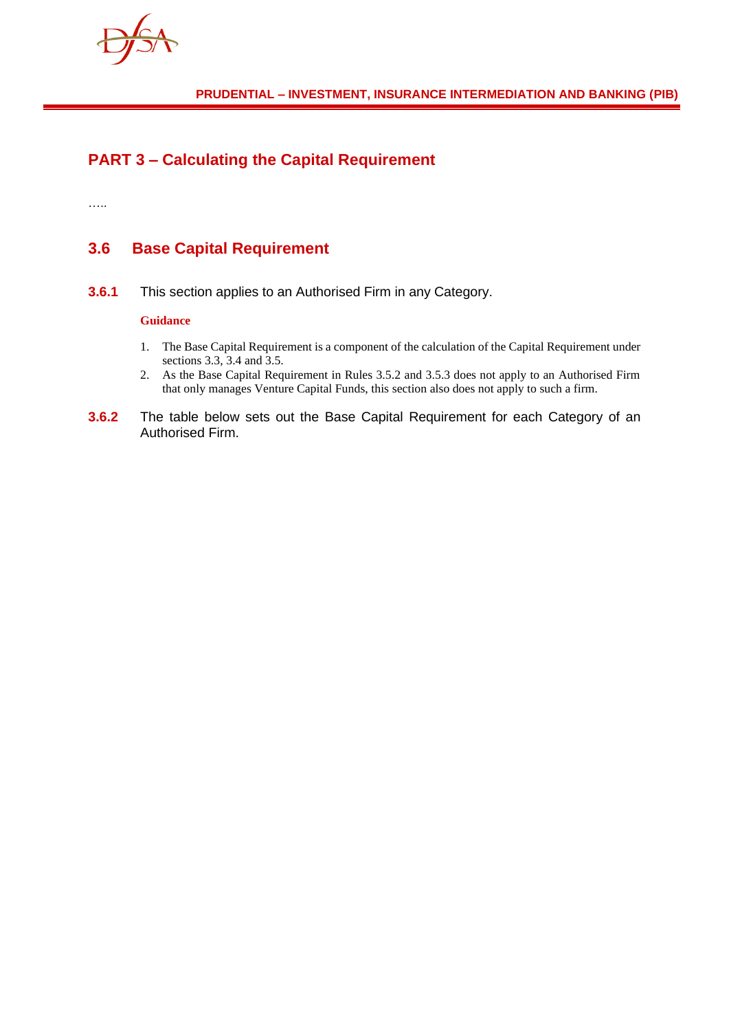## PART 3 – Calculating the Capital Requirement

…..

### 3.6 Base Capital Requirement

**3.6.1** This section applies to an Authorised Firm in any Category.

**Guidance**

1. The Base Capital Requirement is a component of the calculation of the Capital Requirement under sections 3.3, 3.4 and 3.5.
2. As the Base Capital Requirement in Rules 3.5.2 and 3.5.3 does not apply to an Authorised Firm that only manages Venture Capital Funds, this section also does not apply to such a firm.

**3.6.2** The table below sets out the Base Capital Requirement for each Category of an Authorised Firm.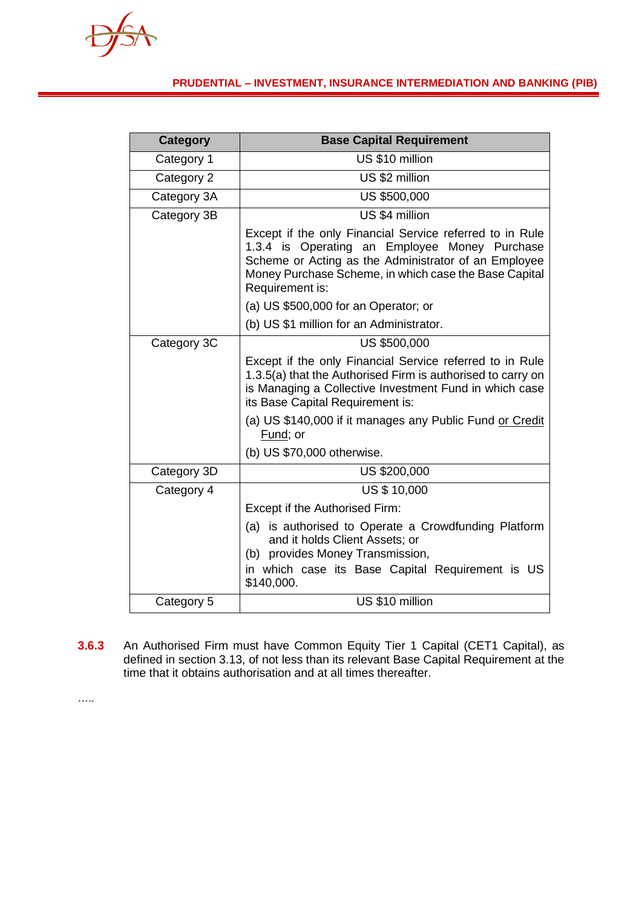| Category | Base Capital Requirement |
|---|---|
| Category 1 | US $10 million |
| Category 2 | US $2 million |
| Category 3A | US $500,000 |
| Category 3B | US $4 million<br><br>Except if the only Financial Service referred to in Rule 1.3.4 is Operating an Employee Money Purchase Scheme or Acting as the Administrator of an Employee Money Purchase Scheme, in which case the Base Capital Requirement is:<br><br>(a) US $500,000 for an Operator; or<br><br>(b) US $1 million for an Administrator. |
| Category 3C | US $500,000<br><br>Except if the only Financial Service referred to in Rule 1.3.5(a) that the Authorised Firm is authorised to carry on is Managing a Collective Investment Fund in which case its Base Capital Requirement is:<br><br>(a) US $140,000 if it manages any Public Fund <u>or Credit Fund</u>; or<br><br>(b) US $70,000 otherwise. |
| Category 3D | US $200,000 |
| Category 4 | US $ 10,000<br><br>Except if the Authorised Firm:<br><br>(a) is authorised to Operate a Crowdfunding Platform and it holds Client Assets; or<br>(b) provides Money Transmission,<br><br>in which case its Base Capital Requirement is US $140,000. |
| Category 5 | US $10 million |

**3.6.3** An Authorised Firm must have Common Equity Tier 1 Capital (CET1 Capital), as defined in section 3.13, of not less than its relevant Base Capital Requirement at the time that it obtains authorisation and at all times thereafter.

…..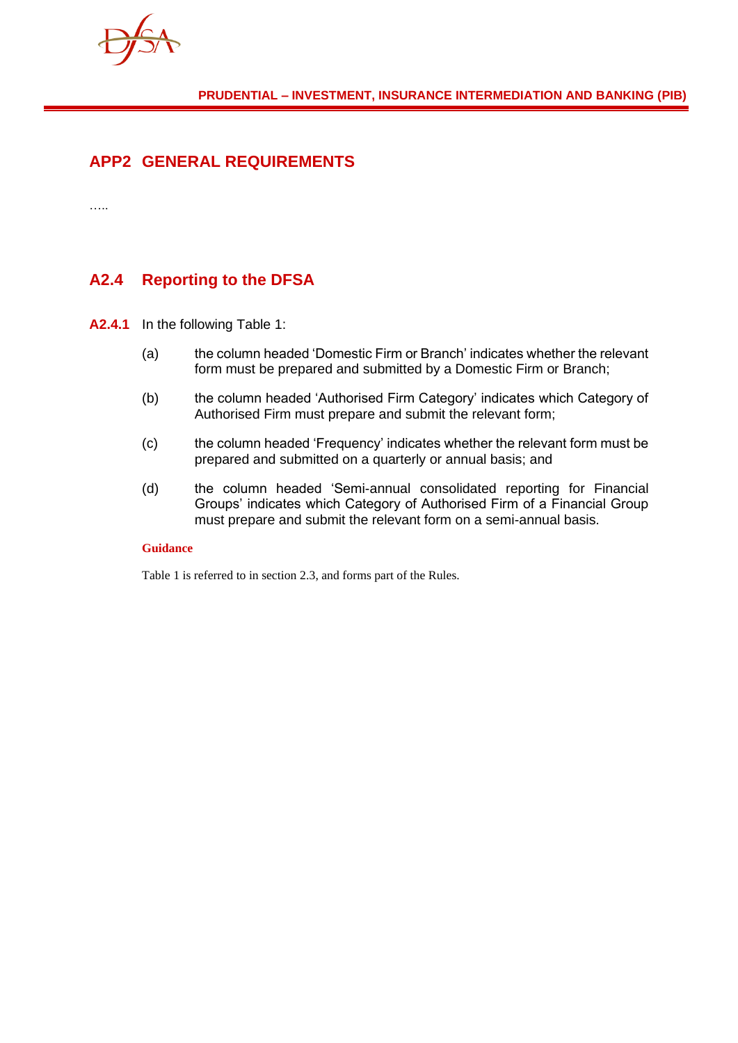# APP2 GENERAL REQUIREMENTS

…..

## A2.4 Reporting to the DFSA

**A2.4.1** In the following Table 1:

(a) the column headed 'Domestic Firm or Branch' indicates whether the relevant form must be prepared and submitted by a Domestic Firm or Branch;

(b) the column headed 'Authorised Firm Category' indicates which Category of Authorised Firm must prepare and submit the relevant form;

(c) the column headed 'Frequency' indicates whether the relevant form must be prepared and submitted on a quarterly or annual basis; and

(d) the column headed 'Semi-annual consolidated reporting for Financial Groups' indicates which Category of Authorised Firm of a Financial Group must prepare and submit the relevant form on a semi-annual basis.

**Guidance**

Table 1 is referred to in section 2.3, and forms part of the Rules.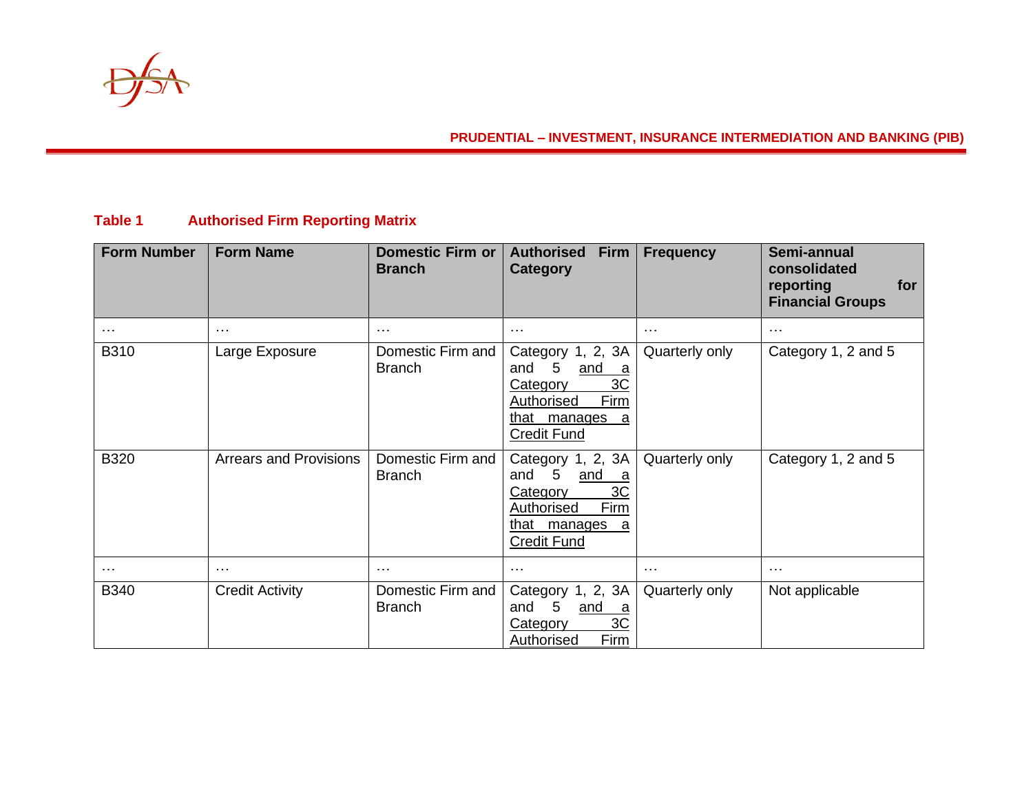**Table 1 Authorised Firm Reporting Matrix**

| Form Number | Form Name | Domestic Firm or Branch | Authorised Firm Category | Frequency | Semi-annual consolidated reporting for Financial Groups |
|---|---|---|---|---|---|
| … | … | … | … | … | … |
| B310 | Large Exposure | Domestic Firm and Branch | Category 1, 2, 3A and 5 <u>and a Category 3C Authorised Firm that manages a Credit Fund</u> | Quarterly only | Category 1, 2 and 5 |
| B320 | Arrears and Provisions | Domestic Firm and Branch | Category 1, 2, 3A and 5 <u>and a Category 3C Authorised Firm that manages a Credit Fund</u> | Quarterly only | Category 1, 2 and 5 |
| … | … | … | … | … | … |
| B340 | Credit Activity | Domestic Firm and Branch | Category 1, 2, 3A and 5 <u>and a Category 3C Authorised Firm</u> | Quarterly only | Not applicable |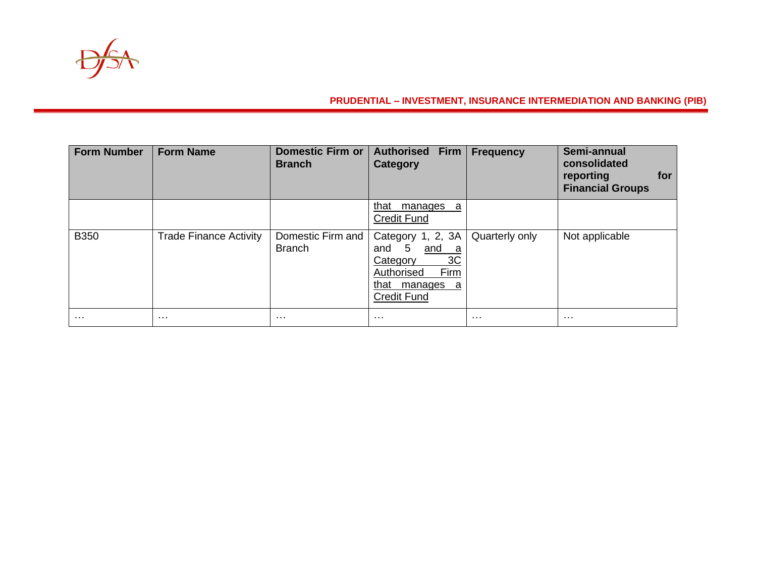| Form Number | Form Name | Domestic Firm or Branch | Authorised Firm Category | Frequency | Semi-annual consolidated reporting for Financial Groups |
|---|---|---|---|---|---|
| | | | that manages a Credit Fund | | |
| B350 | Trade Finance Activity | Domestic Firm and Branch | Category 1, 2, 3A and 5 and a Category 3C Authorised Firm that manages a Credit Fund | Quarterly only | Not applicable |
| … | … | … | … | … | … |